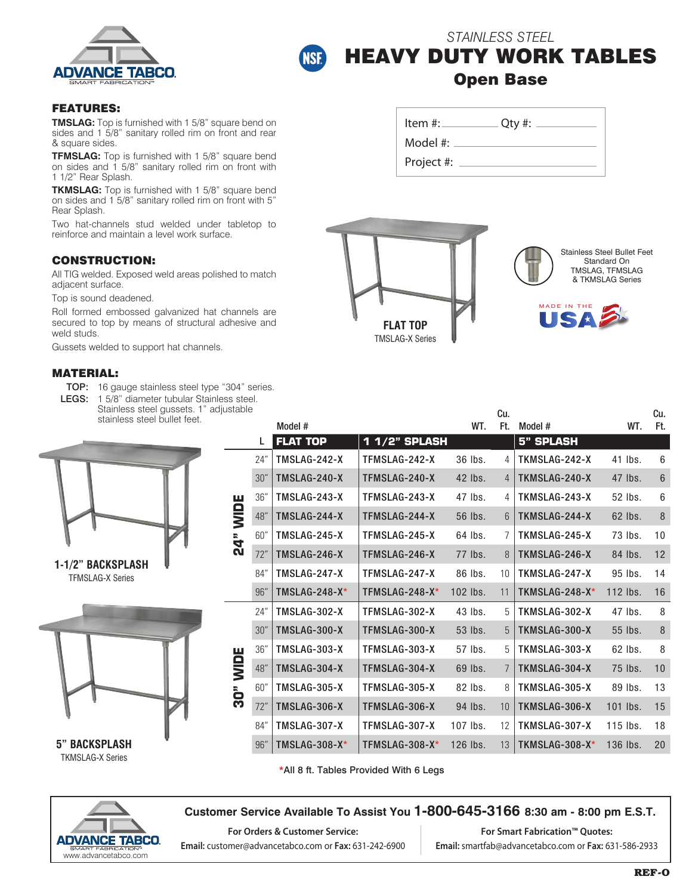ADVANCE TABCO
SMART FABRICATION™

*STAINLESS STEEL*

# HEAVY DUTY WORK TABLES

## Open Base

Item #: ____________ Qty #: ____________

Model #: ________________________

Project #: ________________________

### FEATURES:

**TMSLAG:** Top is furnished with 1 5/8" square bend on sides and 1 5/8" sanitary rolled rim on front and rear & square sides.

**TFMSLAG:** Top is furnished with 1 5/8" square bend on sides and 1 5/8" sanitary rolled rim on front with 1 1/2" Rear Splash.

**TKMSLAG:** Top is furnished with 1 5/8" square bend on sides and 1 5/8" sanitary rolled rim on front with 5" Rear Splash.

Two hat-channels stud welded under tabletop to reinforce and maintain a level work surface.

### CONSTRUCTION:

All TIG welded. Exposed weld areas polished to match adjacent surface.

Top is sound deadened.

Roll formed embossed galvanized hat channels are secured to top by means of structural adhesive and weld studs.

Gussets welded to support hat channels.

### MATERIAL:

**TOP:** 16 gauge stainless steel type "304" series.

**LEGS:** 1 5/8" diameter tubular Stainless steel. Stainless steel gussets. 1" adjustable stainless steel bullet feet.

**FLAT TOP**
TMSLAG-X Series

Stainless Steel Bullet Feet Standard On TMSLAG, TFMSLAG & TKMSLAG Series

MADE IN THE USA

**1-1/2" BACKSPLASH**
TFMSLAG-X Series

**5" BACKSPLASH**
TKMSLAG-X Series

| | L | Model # FLAT TOP | Model # 1 1/2" SPLASH | WT. | Cu. Ft. | Model # 5" SPLASH | WT. | Cu. Ft. |
|---|---|---|---|---|---|---|---|---|
| 24" WIDE | 24" | TMSLAG-242-X | TFMSLAG-242-X | 36 lbs. | 4 | TKMSLAG-242-X | 41 lbs. | 6 |
| | 30" | TMSLAG-240-X | TFMSLAG-240-X | 42 lbs. | 4 | TKMSLAG-240-X | 47 lbs. | 6 |
| | 36" | TMSLAG-243-X | TFMSLAG-243-X | 47 lbs. | 4 | TKMSLAG-243-X | 52 lbs. | 6 |
| | 48" | TMSLAG-244-X | TFMSLAG-244-X | 56 lbs. | 6 | TKMSLAG-244-X | 62 lbs. | 8 |
| | 60" | TMSLAG-245-X | TFMSLAG-245-X | 64 lbs. | 7 | TKMSLAG-245-X | 73 lbs. | 10 |
| | 72" | TMSLAG-246-X | TFMSLAG-246-X | 77 lbs. | 8 | TKMSLAG-246-X | 84 lbs. | 12 |
| | 84" | TMSLAG-247-X | TFMSLAG-247-X | 86 lbs. | 10 | TKMSLAG-247-X | 95 lbs. | 14 |
| | 96" | TMSLAG-248-X* | TFMSLAG-248-X* | 102 lbs. | 11 | TKMSLAG-248-X* | 112 lbs. | 16 |
| 30" WIDE | 24" | TMSLAG-302-X | TFMSLAG-302-X | 43 lbs. | 5 | TKMSLAG-302-X | 47 lbs. | 8 |
| | 30" | TMSLAG-300-X | TFMSLAG-300-X | 53 lbs. | 5 | TKMSLAG-300-X | 55 lbs. | 8 |
| | 36" | TMSLAG-303-X | TFMSLAG-303-X | 57 lbs. | 5 | TKMSLAG-303-X | 62 lbs. | 8 |
| | 48" | TMSLAG-304-X | TFMSLAG-304-X | 69 lbs. | 7 | TKMSLAG-304-X | 75 lbs. | 10 |
| | 60" | TMSLAG-305-X | TFMSLAG-305-X | 82 lbs. | 8 | TKMSLAG-305-X | 89 lbs. | 13 |
| | 72" | TMSLAG-306-X | TFMSLAG-306-X | 94 lbs. | 10 | TKMSLAG-306-X | 101 lbs. | 15 |
| | 84" | TMSLAG-307-X | TFMSLAG-307-X | 107 lbs. | 12 | TKMSLAG-307-X | 115 lbs. | 18 |
| | 96" | TMSLAG-308-X* | TFMSLAG-308-X* | 126 lbs. | 13 | TKMSLAG-308-X* | 136 lbs. | 20 |

*All 8 ft. Tables Provided With 6 Legs

---

**Customer Service Available To Assist You 1-800-645-3166 8:30 am - 8:00 pm E.S.T.**

**For Orders & Customer Service:**
**Email:** customer@advancetabco.com or **Fax:** 631-242-6900

**For Smart Fabrication™ Quotes:**
**Email:** smartfab@advancetabco.com or **Fax:** 631-586-2933

ADVANCE TABCO SMART FABRICATION™
www.advancetabco.com

REF-O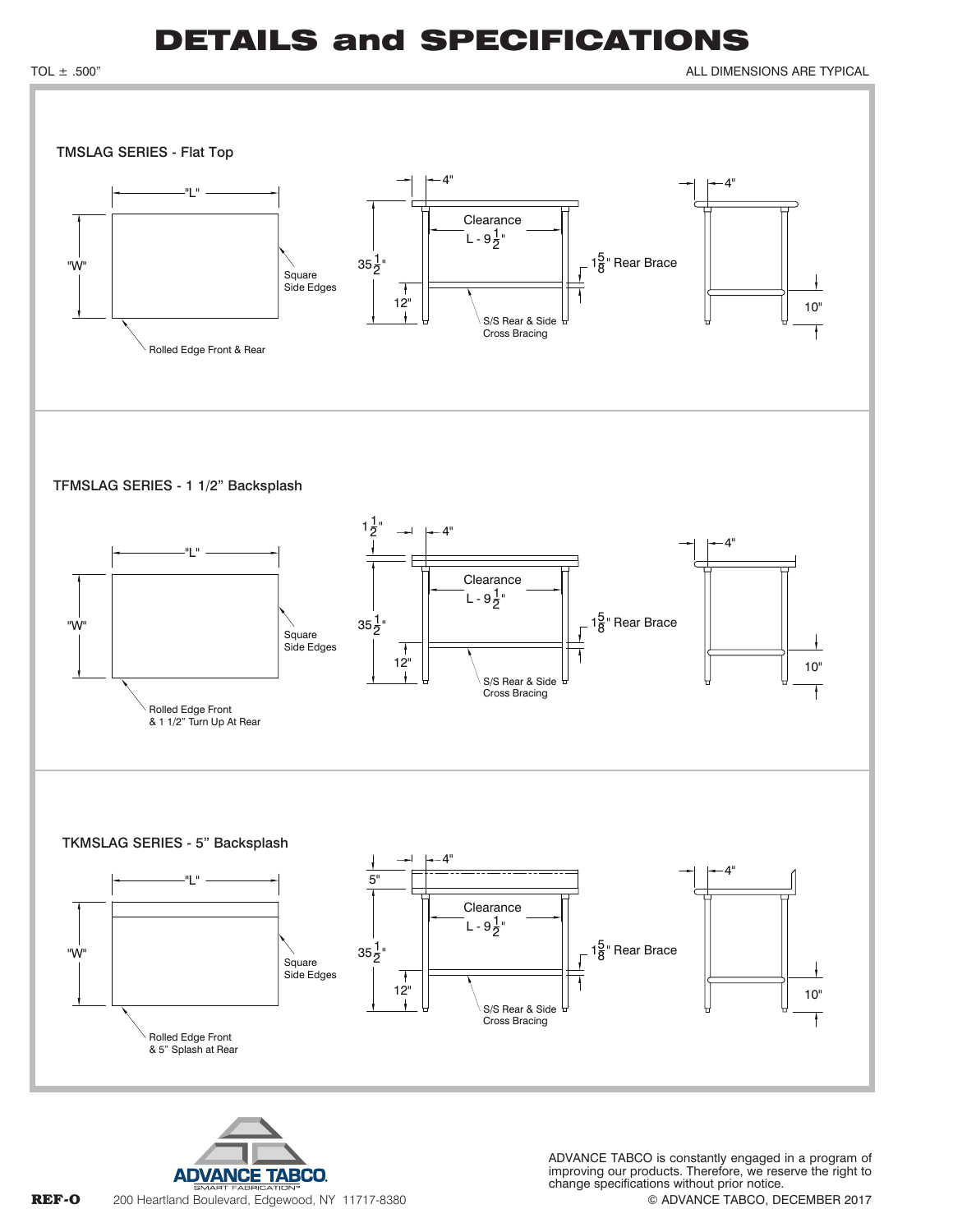# DETAILS and SPECIFICATIONS

TOL ± .500"

ALL DIMENSIONS ARE TYPICAL

## TMSLAG SERIES - Flat Top

"L"

"W"

Square Side Edges

Rolled Edge Front & Rear

4"

Clearance L - $9\frac{1}{2}$"

$35\frac{1}{2}$"

$1\frac{5}{8}$" Rear Brace

12"

S/S Rear & Side Cross Bracing

4"

10"

## TFMSLAG SERIES - 1 1/2" Backsplash

"L"

"W"

Square Side Edges

Rolled Edge Front & 1 1/2" Turn Up At Rear

$1\frac{1}{2}$"

4"

Clearance L - $9\frac{1}{2}$"

$35\frac{1}{2}$"

$1\frac{5}{8}$" Rear Brace

12"

S/S Rear & Side Cross Bracing

4"

10"

## TKMSLAG SERIES - 5" Backsplash

"L"

"W"

Square Side Edges

Rolled Edge Front & 5" Splash at Rear

5"

4"

Clearance L - $9\frac{1}{2}$"

$35\frac{1}{2}$"

$1\frac{5}{8}$" Rear Brace

12"

S/S Rear & Side Cross Bracing

4"

10"

ADVANCE TABCO
SMART FABRICATION™

REF-O

200 Heartland Boulevard, Edgewood, NY 11717-8380

ADVANCE TABCO is constantly engaged in a program of improving our products. Therefore, we reserve the right to change specifications without prior notice.

© ADVANCE TABCO, DECEMBER 2017